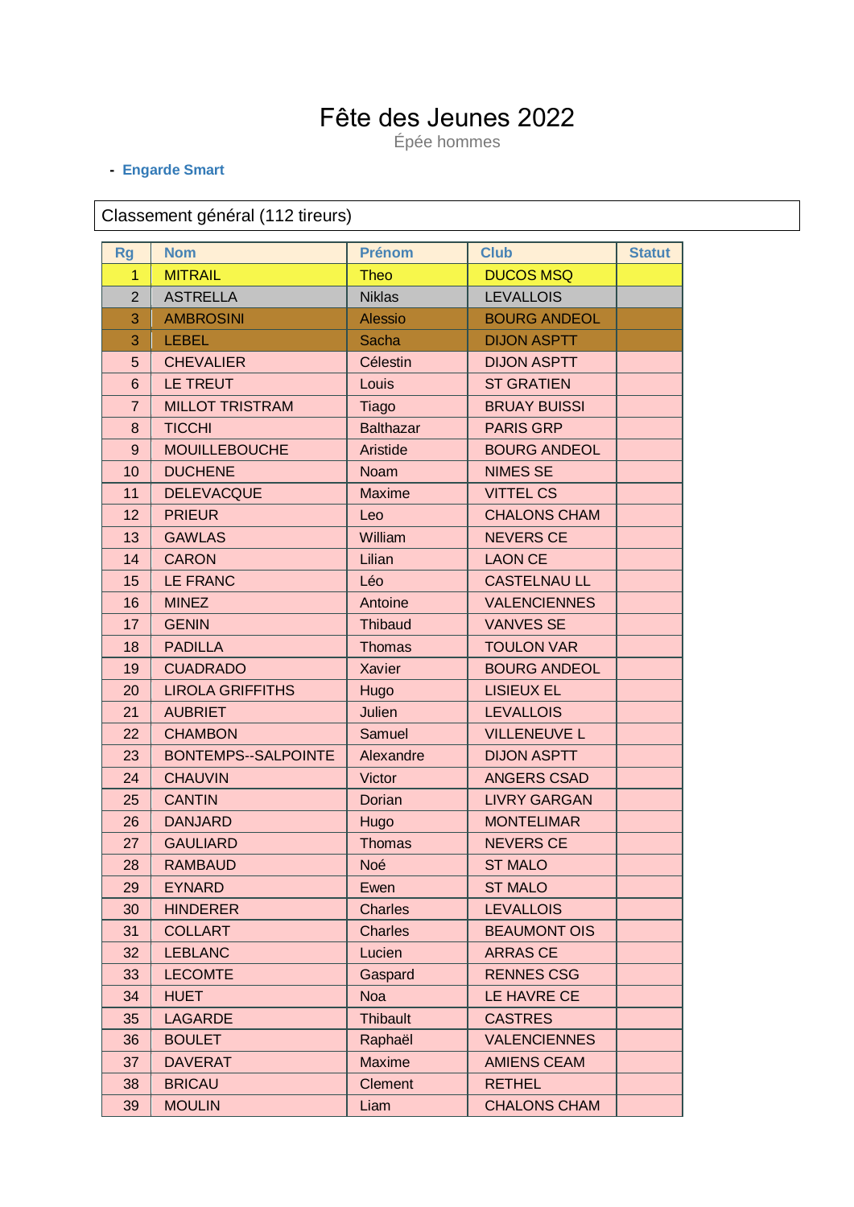# Fête des Jeunes 2022

Épée hommes

- **Engarde Smart**

Classement général (112 tireurs)

| Rg | Nom | Prénom | Club | Statut |
|---|---|---|---|---|
| 1 | MITRAIL | Theo | DUCOS MSQ | |
| 2 | ASTRELLA | Niklas | LEVALLOIS | |
| 3 | AMBROSINI | Alessio | BOURG ANDEOL | |
| 3 | LEBEL | Sacha | DIJON ASPTT | |
| 5 | CHEVALIER | Célestin | DIJON ASPTT | |
| 6 | LE TREUT | Louis | ST GRATIEN | |
| 7 | MILLOT TRISTRAM | Tiago | BRUAY BUISSI | |
| 8 | TICCHI | Balthazar | PARIS GRP | |
| 9 | MOUILLEBOUCHE | Aristide | BOURG ANDEOL | |
| 10 | DUCHENE | Noam | NIMES SE | |
| 11 | DELEVACQUE | Maxime | VITTEL CS | |
| 12 | PRIEUR | Leo | CHALONS CHAM | |
| 13 | GAWLAS | William | NEVERS CE | |
| 14 | CARON | Lilian | LAON CE | |
| 15 | LE FRANC | Léo | CASTELNAU LL | |
| 16 | MINEZ | Antoine | VALENCIENNES | |
| 17 | GENIN | Thibaud | VANVES SE | |
| 18 | PADILLA | Thomas | TOULON VAR | |
| 19 | CUADRADO | Xavier | BOURG ANDEOL | |
| 20 | LIROLA GRIFFITHS | Hugo | LISIEUX EL | |
| 21 | AUBRIET | Julien | LEVALLOIS | |
| 22 | CHAMBON | Samuel | VILLENEUVE L | |
| 23 | BONTEMPS--SALPOINTE | Alexandre | DIJON ASPTT | |
| 24 | CHAUVIN | Victor | ANGERS CSAD | |
| 25 | CANTIN | Dorian | LIVRY GARGAN | |
| 26 | DANJARD | Hugo | MONTELIMAR | |
| 27 | GAULIARD | Thomas | NEVERS CE | |
| 28 | RAMBAUD | Noé | ST MALO | |
| 29 | EYNARD | Ewen | ST MALO | |
| 30 | HINDERER | Charles | LEVALLOIS | |
| 31 | COLLART | Charles | BEAUMONT OIS | |
| 32 | LEBLANC | Lucien | ARRAS CE | |
| 33 | LECOMTE | Gaspard | RENNES CSG | |
| 34 | HUET | Noa | LE HAVRE CE | |
| 35 | LAGARDE | Thibault | CASTRES | |
| 36 | BOULET | Raphaël | VALENCIENNES | |
| 37 | DAVERAT | Maxime | AMIENS CEAM | |
| 38 | BRICAU | Clement | RETHEL | |
| 39 | MOULIN | Liam | CHALONS CHAM | |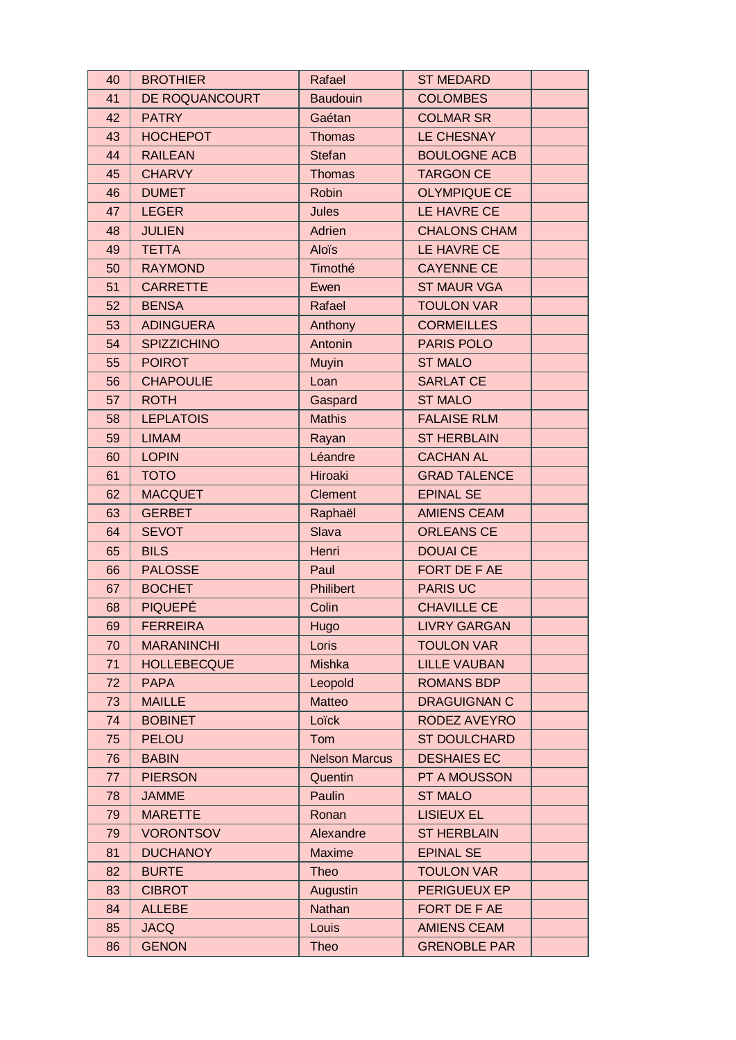| | | | | |
|---|---|---|---|---|
| 40 | BROTHIER | Rafael | ST MEDARD | |
| 41 | DE ROQUANCOURT | Baudouin | COLOMBES | |
| 42 | PATRY | Gaétan | COLMAR SR | |
| 43 | HOCHEPOT | Thomas | LE CHESNAY | |
| 44 | RAILEAN | Stefan | BOULOGNE ACB | |
| 45 | CHARVY | Thomas | TARGON CE | |
| 46 | DUMET | Robin | OLYMPIQUE CE | |
| 47 | LEGER | Jules | LE HAVRE CE | |
| 48 | JULIEN | Adrien | CHALONS CHAM | |
| 49 | TETTA | Aloïs | LE HAVRE CE | |
| 50 | RAYMOND | Timothé | CAYENNE CE | |
| 51 | CARRETTE | Ewen | ST MAUR VGA | |
| 52 | BENSA | Rafael | TOULON VAR | |
| 53 | ADINGUERA | Anthony | CORMEILLES | |
| 54 | SPIZZICHINO | Antonin | PARIS POLO | |
| 55 | POIROT | Muyin | ST MALO | |
| 56 | CHAPOULIE | Loan | SARLAT CE | |
| 57 | ROTH | Gaspard | ST MALO | |
| 58 | LEPLATOIS | Mathis | FALAISE RLM | |
| 59 | LIMAM | Rayan | ST HERBLAIN | |
| 60 | LOPIN | Léandre | CACHAN AL | |
| 61 | TOTO | Hiroaki | GRAD TALENCE | |
| 62 | MACQUET | Clement | EPINAL SE | |
| 63 | GERBET | Raphaël | AMIENS CEAM | |
| 64 | SEVOT | Slava | ORLEANS CE | |
| 65 | BILS | Henri | DOUAI CE | |
| 66 | PALOSSE | Paul | FORT DE F AE | |
| 67 | BOCHET | Philibert | PARIS UC | |
| 68 | PIQUEPÉ | Colin | CHAVILLE CE | |
| 69 | FERREIRA | Hugo | LIVRY GARGAN | |
| 70 | MARANINCHI | Loris | TOULON VAR | |
| 71 | HOLLEBECQUE | Mishka | LILLE VAUBAN | |
| 72 | PAPA | Leopold | ROMANS BDP | |
| 73 | MAILLE | Matteo | DRAGUIGNAN C | |
| 74 | BOBINET | Loïck | RODEZ AVEYRO | |
| 75 | PELOU | Tom | ST DOULCHARD | |
| 76 | BABIN | Nelson Marcus | DESHAIES EC | |
| 77 | PIERSON | Quentin | PT A MOUSSON | |
| 78 | JAMME | Paulin | ST MALO | |
| 79 | MARETTE | Ronan | LISIEUX EL | |
| 79 | VORONTSOV | Alexandre | ST HERBLAIN | |
| 81 | DUCHANOY | Maxime | EPINAL SE | |
| 82 | BURTE | Theo | TOULON VAR | |
| 83 | CIBROT | Augustin | PERIGUEUX EP | |
| 84 | ALLEBE | Nathan | FORT DE F AE | |
| 85 | JACQ | Louis | AMIENS CEAM | |
| 86 | GENON | Theo | GRENOBLE PAR | |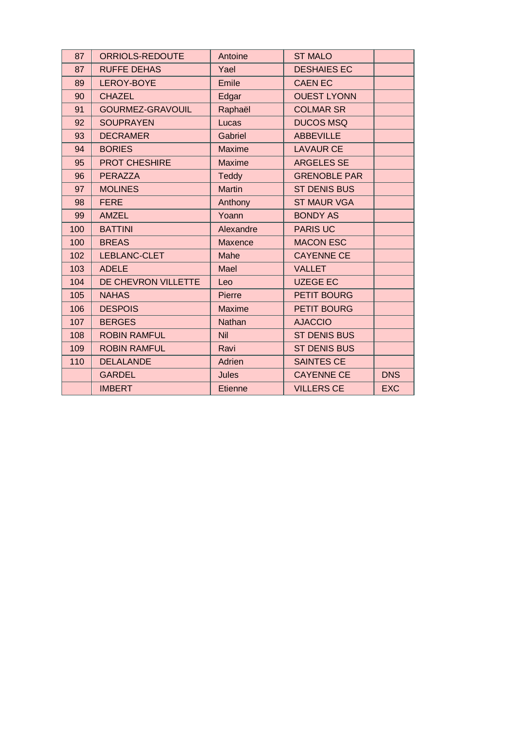| | | | | |
|---|---|---|---|---|
| 87 | ORRIOLS-REDOUTE | Antoine | ST MALO | |
| 87 | RUFFE DEHAS | Yael | DESHAIES EC | |
| 89 | LEROY-BOYE | Emile | CAEN EC | |
| 90 | CHAZEL | Edgar | OUEST LYONN | |
| 91 | GOURMEZ-GRAVOUIL | Raphaël | COLMAR SR | |
| 92 | SOUPRAYEN | Lucas | DUCOS MSQ | |
| 93 | DECRAMER | Gabriel | ABBEVILLE | |
| 94 | BORIES | Maxime | LAVAUR CE | |
| 95 | PROT CHESHIRE | Maxime | ARGELES SE | |
| 96 | PERAZZA | Teddy | GRENOBLE PAR | |
| 97 | MOLINES | Martin | ST DENIS BUS | |
| 98 | FERE | Anthony | ST MAUR VGA | |
| 99 | AMZEL | Yoann | BONDY AS | |
| 100 | BATTINI | Alexandre | PARIS UC | |
| 100 | BREAS | Maxence | MACON ESC | |
| 102 | LEBLANC-CLET | Mahe | CAYENNE CE | |
| 103 | ADELE | Mael | VALLET | |
| 104 | DE CHEVRON VILLETTE | Leo | UZEGE EC | |
| 105 | NAHAS | Pierre | PETIT BOURG | |
| 106 | DESPOIS | Maxime | PETIT BOURG | |
| 107 | BERGES | Nathan | AJACCIO | |
| 108 | ROBIN RAMFUL | Nil | ST DENIS BUS | |
| 109 | ROBIN RAMFUL | Ravi | ST DENIS BUS | |
| 110 | DELALANDE | Adrien | SAINTES CE | |
| | GARDEL | Jules | CAYENNE CE | DNS |
| | IMBERT | Etienne | VILLERS CE | EXC |